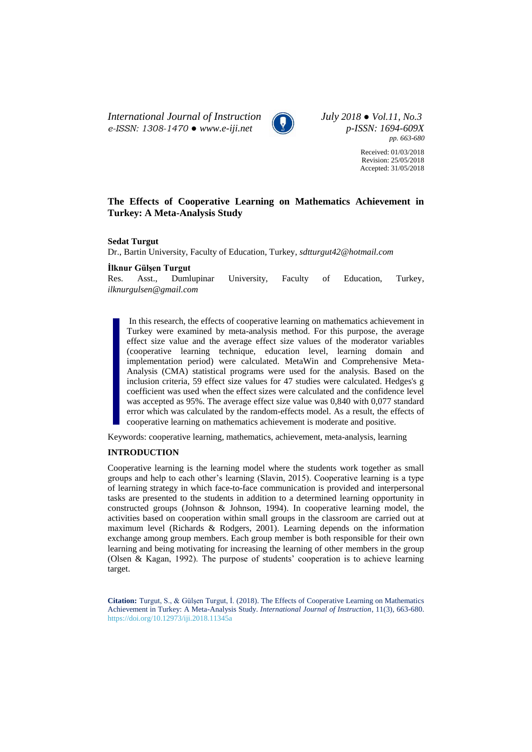# The Effects of Cooperative Learning on Mathematics Achievement in Turkey: A Meta-Analysis Study

**Sedat Turgut**
Dr., Bartin University, Faculty of Education, Turkey, *sdtturgut42@hotmail.com*

**İlknur Gülşen Turgut**
Res. Asst., Dumlupinar University, Faculty of Education, Turkey, *ilknurgulsen@gmail.com*

Received: 01/03/2018
Revision: 25/05/2018
Accepted: 31/05/2018

In this research, the effects of cooperative learning on mathematics achievement in Turkey were examined by meta-analysis method. For this purpose, the average effect size value and the average effect size values of the moderator variables (cooperative learning technique, education level, learning domain and implementation period) were calculated. MetaWin and Comprehensive Meta-Analysis (CMA) statistical programs were used for the analysis. Based on the inclusion criteria, 59 effect size values for 47 studies were calculated. Hedges's g coefficient was used when the effect sizes were calculated and the confidence level was accepted as 95%. The average effect size value was 0,840 with 0,077 standard error which was calculated by the random-effects model. As a result, the effects of cooperative learning on mathematics achievement is moderate and positive.

Keywords: cooperative learning, mathematics, achievement, meta-analysis, learning

## INTRODUCTION

Cooperative learning is the learning model where the students work together as small groups and help to each other's learning (Slavin, 2015). Cooperative learning is a type of learning strategy in which face-to-face communication is provided and interpersonal tasks are presented to the students in addition to a determined learning opportunity in constructed groups (Johnson & Johnson, 1994). In cooperative learning model, the activities based on cooperation within small groups in the classroom are carried out at maximum level (Richards & Rodgers, 2001). Learning depends on the information exchange among group members. Each group member is both responsible for their own learning and being motivating for increasing the learning of other members in the group (Olsen & Kagan, 1992). The purpose of students' cooperation is to achieve learning target.

**Citation:** Turgut, S., & Gülşen Turgut, İ. (2018). The Effects of Cooperative Learning on Mathematics Achievement in Turkey: A Meta-Analysis Study. *International Journal of Instruction*, 11(3), 663-680. https://doi.org/10.12973/iji.2018.11345a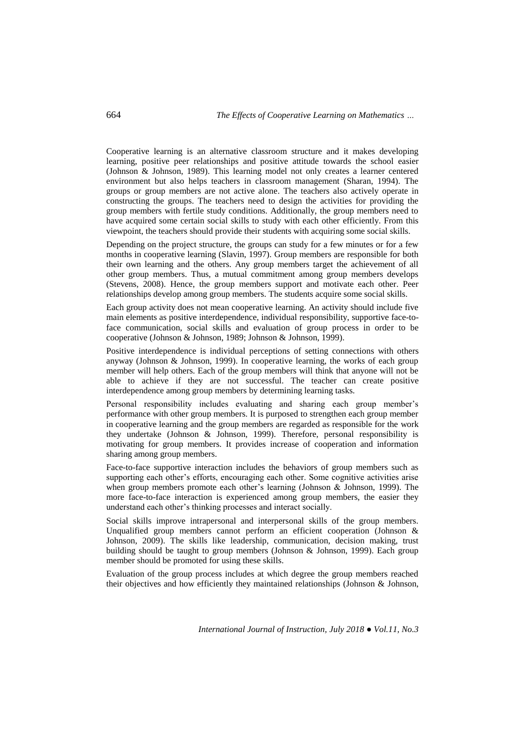Cooperative learning is an alternative classroom structure and it makes developing learning, positive peer relationships and positive attitude towards the school easier (Johnson & Johnson, 1989). This learning model not only creates a learner centered environment but also helps teachers in classroom management (Sharan, 1994). The groups or group members are not active alone. The teachers also actively operate in constructing the groups. The teachers need to design the activities for providing the group members with fertile study conditions. Additionally, the group members need to have acquired some certain social skills to study with each other efficiently. From this viewpoint, the teachers should provide their students with acquiring some social skills.

Depending on the project structure, the groups can study for a few minutes or for a few months in cooperative learning (Slavin, 1997). Group members are responsible for both their own learning and the others. Any group members target the achievement of all other group members. Thus, a mutual commitment among group members develops (Stevens, 2008). Hence, the group members support and motivate each other. Peer relationships develop among group members. The students acquire some social skills.

Each group activity does not mean cooperative learning. An activity should include five main elements as positive interdependence, individual responsibility, supportive face-to-face communication, social skills and evaluation of group process in order to be cooperative (Johnson & Johnson, 1989; Johnson & Johnson, 1999).

Positive interdependence is individual perceptions of setting connections with others anyway (Johnson & Johnson, 1999). In cooperative learning, the works of each group member will help others. Each of the group members will think that anyone will not be able to achieve if they are not successful. The teacher can create positive interdependence among group members by determining learning tasks.

Personal responsibility includes evaluating and sharing each group member's performance with other group members. It is purposed to strengthen each group member in cooperative learning and the group members are regarded as responsible for the work they undertake (Johnson & Johnson, 1999). Therefore, personal responsibility is motivating for group members. It provides increase of cooperation and information sharing among group members.

Face-to-face supportive interaction includes the behaviors of group members such as supporting each other's efforts, encouraging each other. Some cognitive activities arise when group members promote each other's learning (Johnson & Johnson, 1999). The more face-to-face interaction is experienced among group members, the easier they understand each other's thinking processes and interact socially.

Social skills improve intrapersonal and interpersonal skills of the group members. Unqualified group members cannot perform an efficient cooperation (Johnson & Johnson, 2009). The skills like leadership, communication, decision making, trust building should be taught to group members (Johnson & Johnson, 1999). Each group member should be promoted for using these skills.

Evaluation of the group process includes at which degree the group members reached their objectives and how efficiently they maintained relationships (Johnson & Johnson,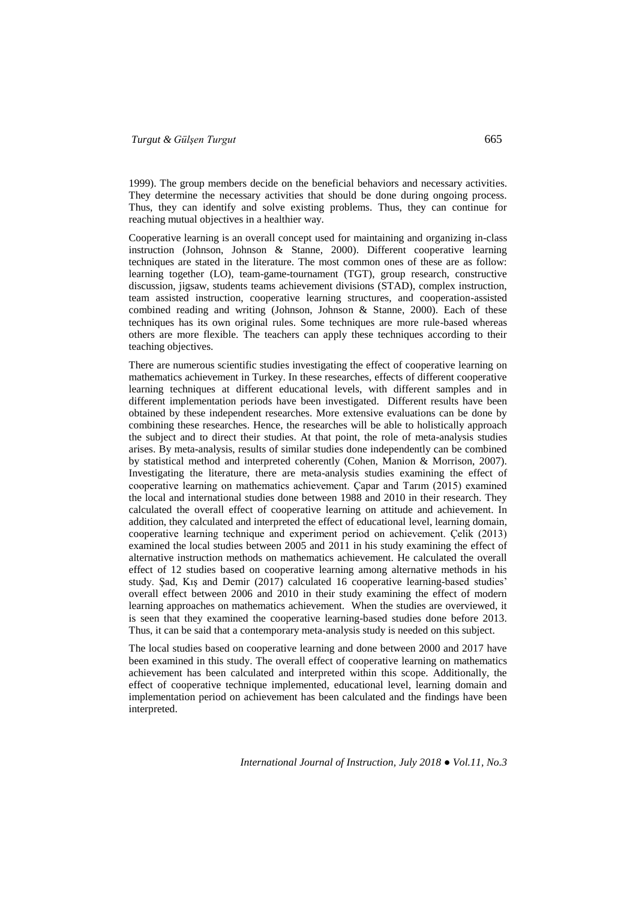1999). The group members decide on the beneficial behaviors and necessary activities. They determine the necessary activities that should be done during ongoing process. Thus, they can identify and solve existing problems. Thus, they can continue for reaching mutual objectives in a healthier way.

Cooperative learning is an overall concept used for maintaining and organizing in-class instruction (Johnson, Johnson & Stanne, 2000). Different cooperative learning techniques are stated in the literature. The most common ones of these are as follow: learning together (LO), team-game-tournament (TGT), group research, constructive discussion, jigsaw, students teams achievement divisions (STAD), complex instruction, team assisted instruction, cooperative learning structures, and cooperation-assisted combined reading and writing (Johnson, Johnson & Stanne, 2000). Each of these techniques has its own original rules. Some techniques are more rule-based whereas others are more flexible. The teachers can apply these techniques according to their teaching objectives.

There are numerous scientific studies investigating the effect of cooperative learning on mathematics achievement in Turkey. In these researches, effects of different cooperative learning techniques at different educational levels, with different samples and in different implementation periods have been investigated. Different results have been obtained by these independent researches. More extensive evaluations can be done by combining these researches. Hence, the researches will be able to holistically approach the subject and to direct their studies. At that point, the role of meta-analysis studies arises. By meta-analysis, results of similar studies done independently can be combined by statistical method and interpreted coherently (Cohen, Manion & Morrison, 2007). Investigating the literature, there are meta-analysis studies examining the effect of cooperative learning on mathematics achievement. Çapar and Tarım (2015) examined the local and international studies done between 1988 and 2010 in their research. They calculated the overall effect of cooperative learning on attitude and achievement. In addition, they calculated and interpreted the effect of educational level, learning domain, cooperative learning technique and experiment period on achievement. Çelik (2013) examined the local studies between 2005 and 2011 in his study examining the effect of alternative instruction methods on mathematics achievement. He calculated the overall effect of 12 studies based on cooperative learning among alternative methods in his study. Şad, Kış and Demir (2017) calculated 16 cooperative learning-based studies' overall effect between 2006 and 2010 in their study examining the effect of modern learning approaches on mathematics achievement. When the studies are overviewed, it is seen that they examined the cooperative learning-based studies done before 2013. Thus, it can be said that a contemporary meta-analysis study is needed on this subject.

The local studies based on cooperative learning and done between 2000 and 2017 have been examined in this study. The overall effect of cooperative learning on mathematics achievement has been calculated and interpreted within this scope. Additionally, the effect of cooperative technique implemented, educational level, learning domain and implementation period on achievement has been calculated and the findings have been interpreted.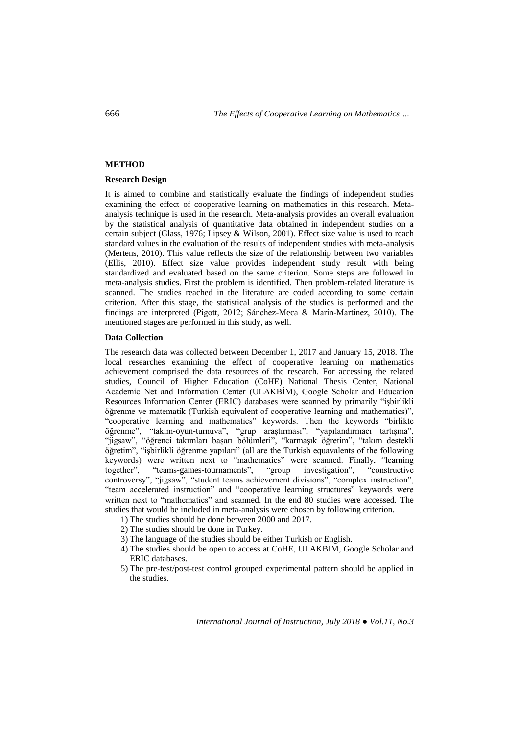## METHOD

### Research Design

It is aimed to combine and statistically evaluate the findings of independent studies examining the effect of cooperative learning on mathematics in this research. Meta-analysis technique is used in the research. Meta-analysis provides an overall evaluation by the statistical analysis of quantitative data obtained in independent studies on a certain subject (Glass, 1976; Lipsey & Wilson, 2001). Effect size value is used to reach standard values in the evaluation of the results of independent studies with meta-analysis (Mertens, 2010). This value reflects the size of the relationship between two variables (Ellis, 2010). Effect size value provides independent study result with being standardized and evaluated based on the same criterion. Some steps are followed in meta-analysis studies. First the problem is identified. Then problem-related literature is scanned. The studies reached in the literature are coded according to some certain criterion. After this stage, the statistical analysis of the studies is performed and the findings are interpreted (Pigott, 2012; Sánchez-Meca & Marín-Martínez, 2010). The mentioned stages are performed in this study, as well.

### Data Collection

The research data was collected between December 1, 2017 and January 15, 2018. The local researches examining the effect of cooperative learning on mathematics achievement comprised the data resources of the research. For accessing the related studies, Council of Higher Education (CoHE) National Thesis Center, National Academic Net and Information Center (ULAKBİM), Google Scholar and Education Resources Information Center (ERIC) databases were scanned by primarily "işbirlikli öğrenme ve matematik (Turkish equivalent of cooperative learning and mathematics)", "cooperative learning and mathematics" keywords. Then the keywords "birlikte öğrenme", "takım-oyun-turnuva", "grup araştırması", "yapılandırmacı tartışma", "jigsaw", "öğrenci takımları başarı bölümleri", "karmaşık öğretim", "takım destekli öğretim", "işbirlikli öğrenme yapıları" (all are the Turkish equavalents of the following keywords) were written next to "mathematics" were scanned. Finally, "learning together", "teams-games-tournaments", "group investigation", "constructive controversy", "jigsaw", "student teams achievement divisions", "complex instruction", "team accelerated instruction" and "cooperative learning structures" keywords were written next to "mathematics" and scanned. In the end 80 studies were accessed. The studies that would be included in meta-analysis were chosen by following criterion.

1) The studies should be done between 2000 and 2017.
2) The studies should be done in Turkey.
3) The language of the studies should be either Turkish or English.
4) The studies should be open to access at CoHE, ULAKBIM, Google Scholar and ERIC databases.
5) The pre-test/post-test control grouped experimental pattern should be applied in the studies.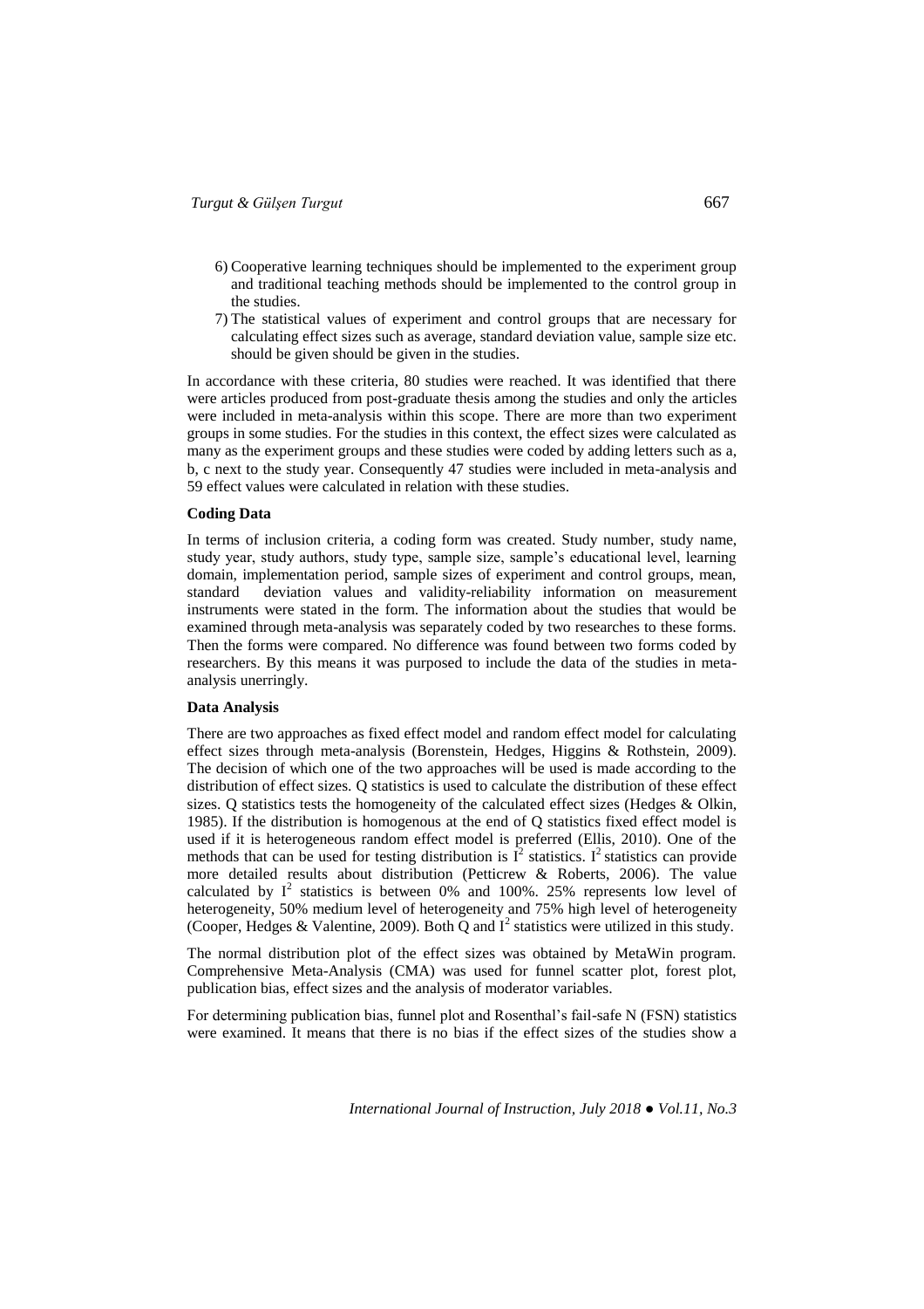6) Cooperative learning techniques should be implemented to the experiment group and traditional teaching methods should be implemented to the control group in the studies.
7) The statistical values of experiment and control groups that are necessary for calculating effect sizes such as average, standard deviation value, sample size etc. should be given should be given in the studies.

In accordance with these criteria, 80 studies were reached. It was identified that there were articles produced from post-graduate thesis among the studies and only the articles were included in meta-analysis within this scope. There are more than two experiment groups in some studies. For the studies in this context, the effect sizes were calculated as many as the experiment groups and these studies were coded by adding letters such as a, b, c next to the study year. Consequently 47 studies were included in meta-analysis and 59 effect values were calculated in relation with these studies.

**Coding Data**

In terms of inclusion criteria, a coding form was created. Study number, study name, study year, study authors, study type, sample size, sample's educational level, learning domain, implementation period, sample sizes of experiment and control groups, mean, standard deviation values and validity-reliability information on measurement instruments were stated in the form. The information about the studies that would be examined through meta-analysis was separately coded by two researches to these forms. Then the forms were compared. No difference was found between two forms coded by researchers. By this means it was purposed to include the data of the studies in meta-analysis unerringly.

**Data Analysis**

There are two approaches as fixed effect model and random effect model for calculating effect sizes through meta-analysis (Borenstein, Hedges, Higgins & Rothstein, 2009). The decision of which one of the two approaches will be used is made according to the distribution of effect sizes. Q statistics is used to calculate the distribution of these effect sizes. Q statistics tests the homogeneity of the calculated effect sizes (Hedges & Olkin, 1985). If the distribution is homogenous at the end of Q statistics fixed effect model is used if it is heterogeneous random effect model is preferred (Ellis, 2010). One of the methods that can be used for testing distribution is $I^2$ statistics. $I^2$ statistics can provide more detailed results about distribution (Petticrew & Roberts, 2006). The value calculated by $I^2$ statistics is between 0% and 100%. 25% represents low level of heterogeneity, 50% medium level of heterogeneity and 75% high level of heterogeneity (Cooper, Hedges & Valentine, 2009). Both Q and $I^2$ statistics were utilized in this study.

The normal distribution plot of the effect sizes was obtained by MetaWin program. Comprehensive Meta-Analysis (CMA) was used for funnel scatter plot, forest plot, publication bias, effect sizes and the analysis of moderator variables.

For determining publication bias, funnel plot and Rosenthal's fail-safe N (FSN) statistics were examined. It means that there is no bias if the effect sizes of the studies show a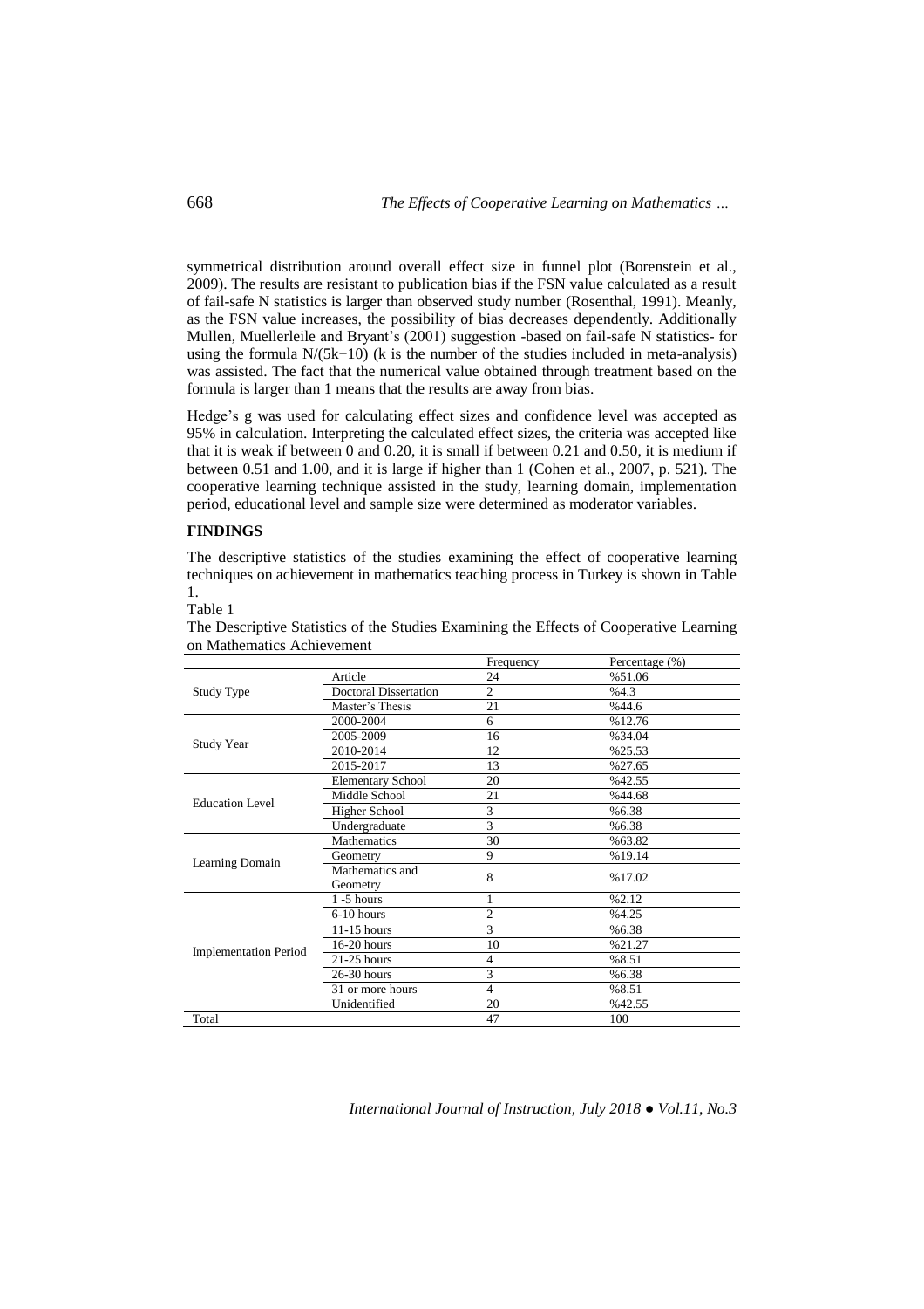symmetrical distribution around overall effect size in funnel plot (Borenstein et al., 2009). The results are resistant to publication bias if the FSN value calculated as a result of fail-safe N statistics is larger than observed study number (Rosenthal, 1991). Meanly, as the FSN value increases, the possibility of bias decreases dependently. Additionally Mullen, Muellerleile and Bryant's (2001) suggestion -based on fail-safe N statistics- for using the formula $N/(5k+10)$ (k is the number of the studies included in meta-analysis) was assisted. The fact that the numerical value obtained through treatment based on the formula is larger than 1 means that the results are away from bias.

Hedge's g was used for calculating effect sizes and confidence level was accepted as 95% in calculation. Interpreting the calculated effect sizes, the criteria was accepted like that it is weak if between 0 and 0.20, it is small if between 0.21 and 0.50, it is medium if between 0.51 and 1.00, and it is large if higher than 1 (Cohen et al., 2007, p. 521). The cooperative learning technique assisted in the study, learning domain, implementation period, educational level and sample size were determined as moderator variables.

## FINDINGS

The descriptive statistics of the studies examining the effect of cooperative learning techniques on achievement in mathematics teaching process in Turkey is shown in Table 1.

Table 1
The Descriptive Statistics of the Studies Examining the Effects of Cooperative Learning on Mathematics Achievement

| | | Frequency | Percentage (%) |
|---|---|---|---|
| Study Type | Article | 24 | %51.06 |
| | Doctoral Dissertation | 2 | %4.3 |
| | Master's Thesis | 21 | %44.6 |
| Study Year | 2000-2004 | 6 | %12.76 |
| | 2005-2009 | 16 | %34.04 |
| | 2010-2014 | 12 | %25.53 |
| | 2015-2017 | 13 | %27.65 |
| Education Level | Elementary School | 20 | %42.55 |
| | Middle School | 21 | %44.68 |
| | Higher School | 3 | %6.38 |
| | Undergraduate | 3 | %6.38 |
| Learning Domain | Mathematics | 30 | %63.82 |
| | Geometry | 9 | %19.14 |
| | Mathematics and Geometry | 8 | %17.02 |
| Implementation Period | 1 -5 hours | 1 | %2.12 |
| | 6-10 hours | 2 | %4.25 |
| | 11-15 hours | 3 | %6.38 |
| | 16-20 hours | 10 | %21.27 |
| | 21-25 hours | 4 | %8.51 |
| | 26-30 hours | 3 | %6.38 |
| | 31 or more hours | 4 | %8.51 |
| | Unidentified | 20 | %42.55 |
| Total | | 47 | 100 |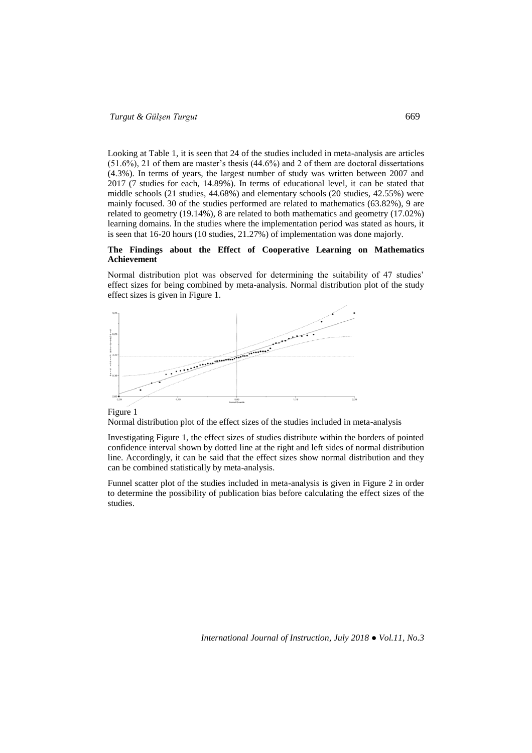Looking at Table 1, it is seen that 24 of the studies included in meta-analysis are articles (51.6%), 21 of them are master's thesis (44.6%) and 2 of them are doctoral dissertations (4.3%). In terms of years, the largest number of study was written between 2007 and 2017 (7 studies for each, 14.89%). In terms of educational level, it can be stated that middle schools (21 studies, 44.68%) and elementary schools (20 studies, 42.55%) were mainly focused. 30 of the studies performed are related to mathematics (63.82%), 9 are related to geometry (19.14%), 8 are related to both mathematics and geometry (17.02%) learning domains. In the studies where the implementation period was stated as hours, it is seen that 16-20 hours (10 studies, 21.27%) of implementation was done majorly.

**The Findings about the Effect of Cooperative Learning on Mathematics Achievement**

Normal distribution plot was observed for determining the suitability of 47 studies' effect sizes for being combined by meta-analysis. Normal distribution plot of the study effect sizes is given in Figure 1.

Figure 1
Normal distribution plot of the effect sizes of the studies included in meta-analysis

Investigating Figure 1, the effect sizes of studies distribute within the borders of pointed confidence interval shown by dotted line at the right and left sides of normal distribution line. Accordingly, it can be said that the effect sizes show normal distribution and they can be combined statistically by meta-analysis.

Funnel scatter plot of the studies included in meta-analysis is given in Figure 2 in order to determine the possibility of publication bias before calculating the effect sizes of the studies.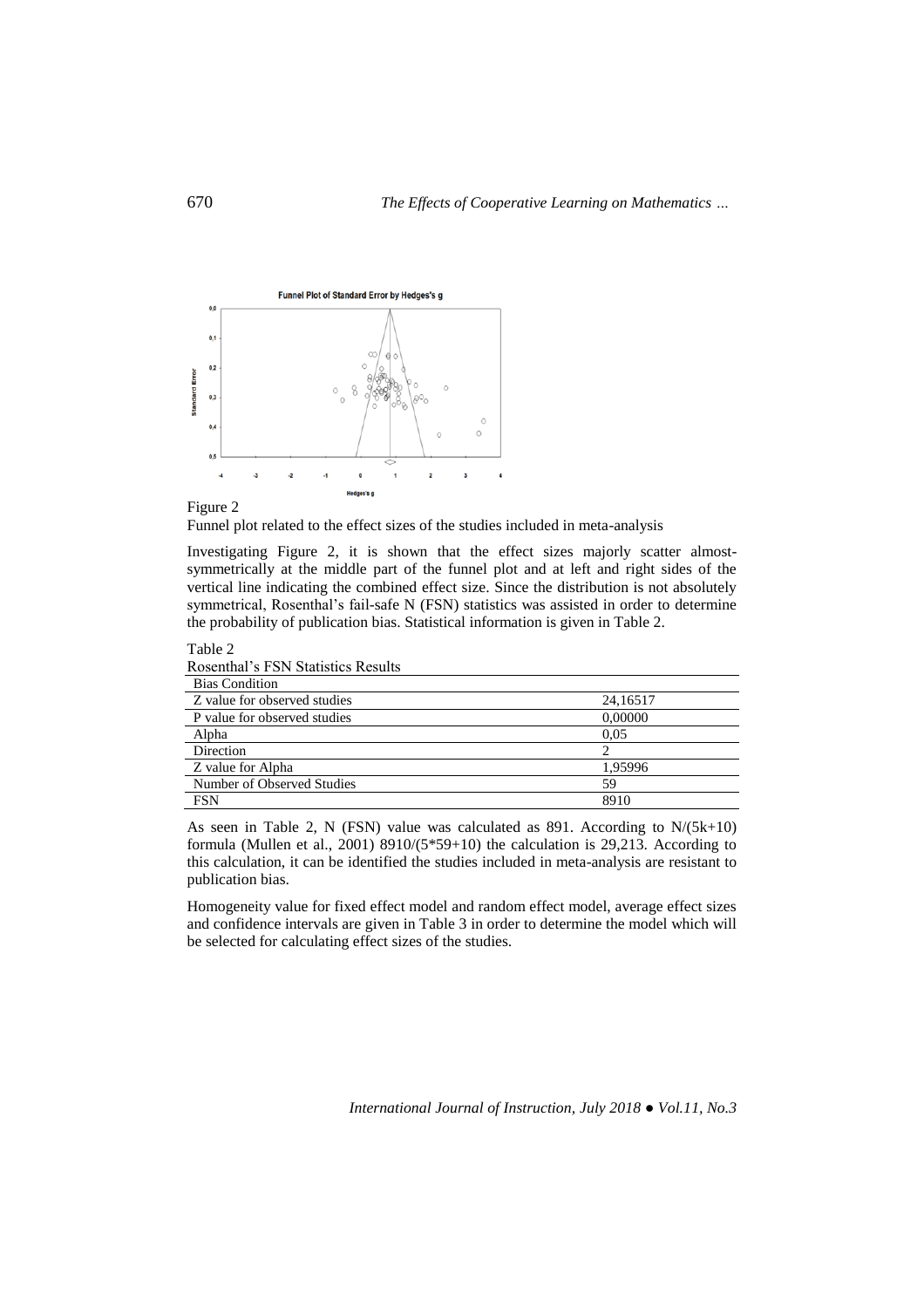Figure 2

Funnel plot related to the effect sizes of the studies included in meta-analysis

Investigating Figure 2, it is shown that the effect sizes majorly scatter almost-symmetrically at the middle part of the funnel plot and at left and right sides of the vertical line indicating the combined effect size. Since the distribution is not absolutely symmetrical, Rosenthal's fail-safe N (FSN) statistics was assisted in order to determine the probability of publication bias. Statistical information is given in Table 2.

Table 2

Rosenthal's FSN Statistics Results

| Bias Condition | |
|---|---|
| Z value for observed studies | 24,16517 |
| P value for observed studies | 0,00000 |
| Alpha | 0,05 |
| Direction | 2 |
| Z value for Alpha | 1,95996 |
| Number of Observed Studies | 59 |
| FSN | 8910 |

As seen in Table 2, N (FSN) value was calculated as 891. According to N/(5k+10) formula (Mullen et al., 2001) 8910/(5*59+10) the calculation is 29,213. According to this calculation, it can be identified the studies included in meta-analysis are resistant to publication bias.

Homogeneity value for fixed effect model and random effect model, average effect sizes and confidence intervals are given in Table 3 in order to determine the model which will be selected for calculating effect sizes of the studies.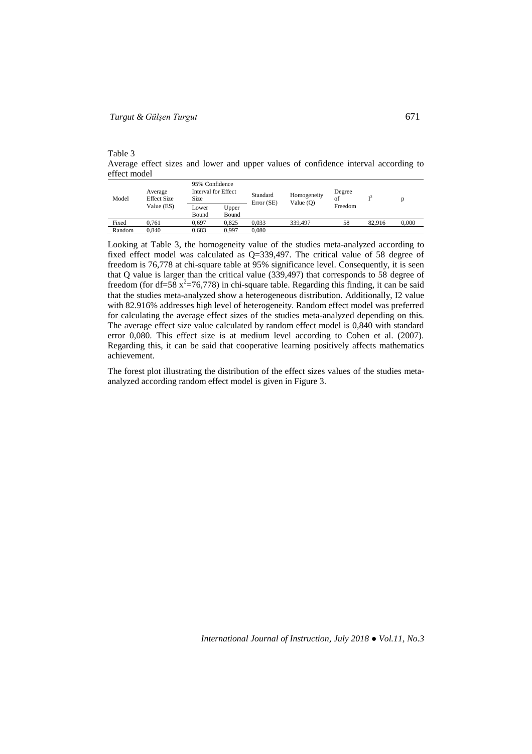Table 3

Average effect sizes and lower and upper values of confidence interval according to effect model

| Model | Average Effect Size Value (ES) | 95% Confidence Interval for Effect Size | | Standard Error (SE) | Homogeneity Value (Q) | Degree of Freedom | $I^2$ | p |
|---|---|---|---|---|---|---|---|---|
| | | Lower Bound | Upper Bound | | | | | |
| Fixed | 0,761 | 0,697 | 0,825 | 0,033 | 339,497 | 58 | 82,916 | 0,000 |
| Random | 0,840 | 0,683 | 0,997 | 0,080 | | | | |

Looking at Table 3, the homogeneity value of the studies meta-analyzed according to fixed effect model was calculated as Q=339,497. The critical value of 58 degree of freedom is 76,778 at chi-square table at 95% significance level. Consequently, it is seen that Q value is larger than the critical value (339,497) that corresponds to 58 degree of freedom (for df=58 $x^2$=76,778) in chi-square table. Regarding this finding, it can be said that the studies meta-analyzed show a heterogeneous distribution. Additionally, I2 value with 82.916% addresses high level of heterogeneity. Random effect model was preferred for calculating the average effect sizes of the studies meta-analyzed depending on this. The average effect size value calculated by random effect model is 0,840 with standard error 0,080. This effect size is at medium level according to Cohen et al. (2007). Regarding this, it can be said that cooperative learning positively affects mathematics achievement.

The forest plot illustrating the distribution of the effect sizes values of the studies meta-analyzed according random effect model is given in Figure 3.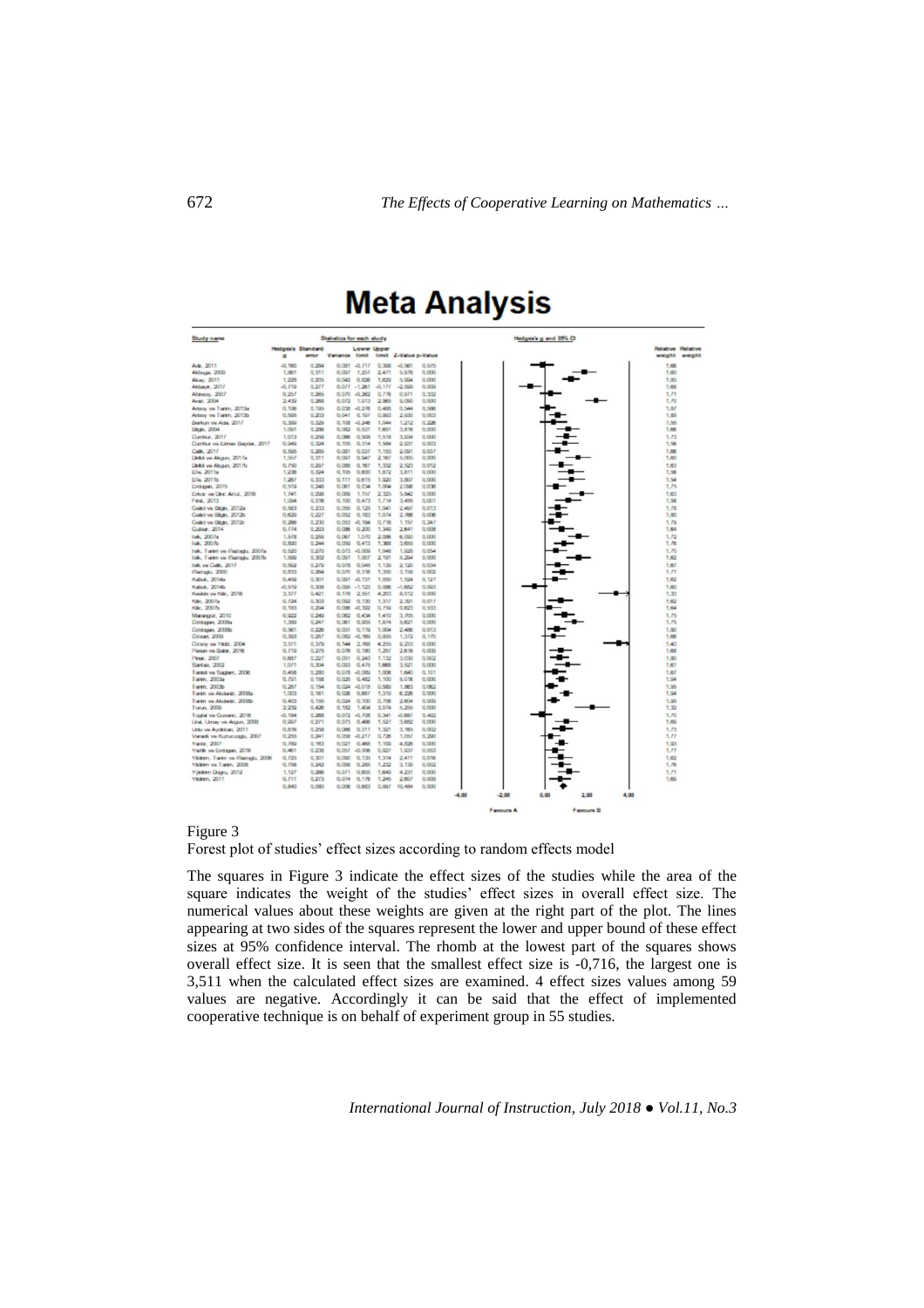Figure 3

Forest plot of studies' effect sizes according to random effects model

The squares in Figure 3 indicate the effect sizes of the studies while the area of the square indicates the weight of the studies' effect sizes in overall effect size. The numerical values about these weights are given at the right part of the plot. The lines appearing at two sides of the squares represent the lower and upper bound of these effect sizes at 95% confidence interval. The rhomb at the lowest part of the squares shows overall effect size. It is seen that the smallest effect size is -0,716, the largest one is 3,511 when the calculated effect sizes are examined. 4 effect sizes values among 59 values are negative. Accordingly it can be said that the effect of implemented cooperative technique is on behalf of experiment group in 55 studies.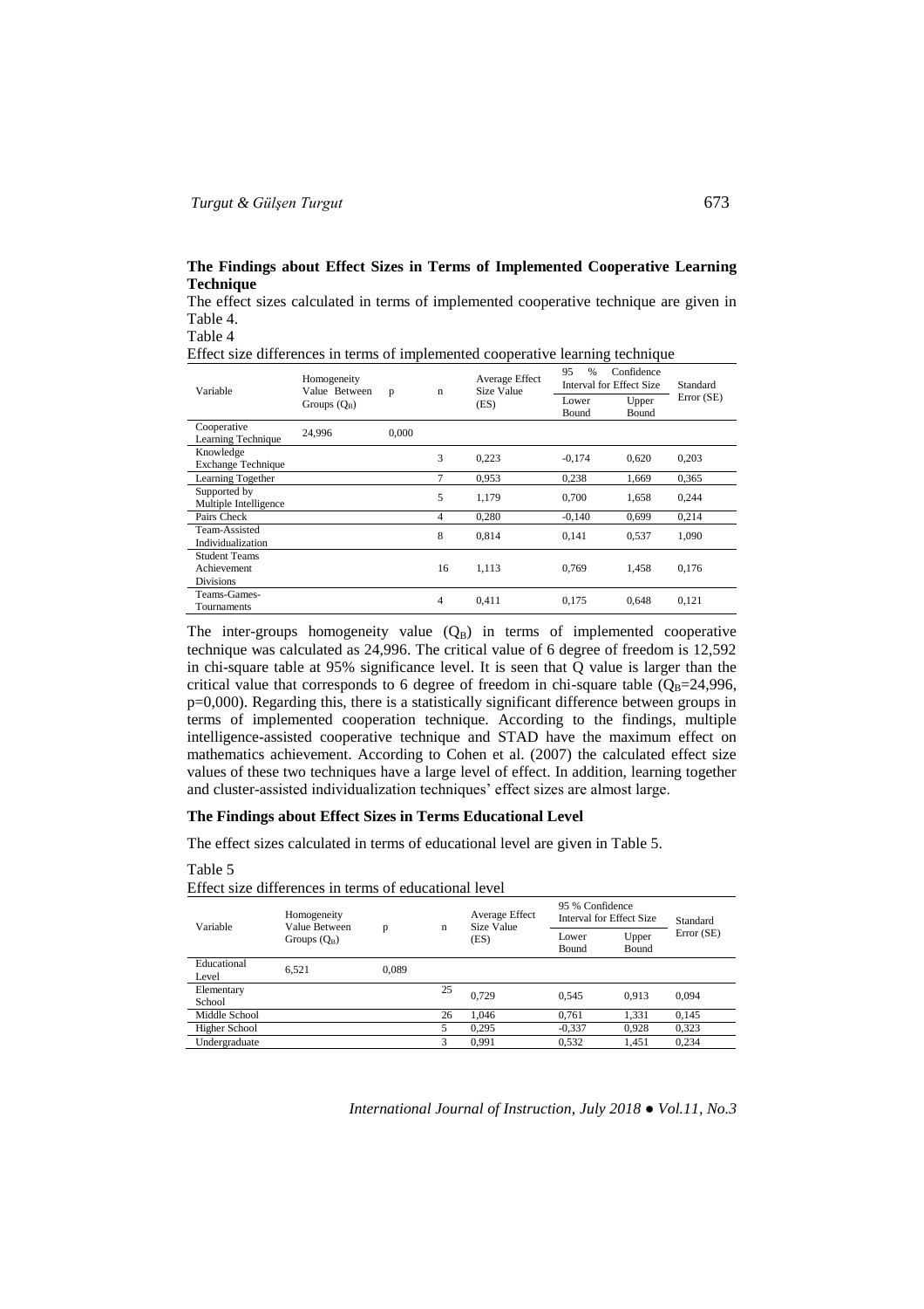**The Findings about Effect Sizes in Terms of Implemented Cooperative Learning Technique**

The effect sizes calculated in terms of implemented cooperative technique are given in Table 4.

Table 4

Effect size differences in terms of implemented cooperative learning technique

| Variable | Homogeneity Value Between Groups ($Q_B$) | p | n | Average Effect Size Value (ES) | 95 % Confidence Interval for Effect Size | | Standard Error (SE) |
|---|---|---|---|---|---|---|---|
| | | | | | Lower Bound | Upper Bound | |
| Cooperative Learning Technique | 24,996 | 0,000 | | | | | |
| Knowledge Exchange Technique | | | 3 | 0,223 | -0,174 | 0,620 | 0,203 |
| Learning Together | | | 7 | 0,953 | 0,238 | 1,669 | 0,365 |
| Supported by Multiple Intelligence | | | 5 | 1,179 | 0,700 | 1,658 | 0,244 |
| Pairs Check | | | 4 | 0,280 | -0,140 | 0,699 | 0,214 |
| Team-Assisted Individualization | | | 8 | 0,814 | 0,141 | 0,537 | 1,090 |
| Student Teams Achievement Divisions | | | 16 | 1,113 | 0,769 | 1,458 | 0,176 |
| Teams-Games-Tournaments | | | 4 | 0,411 | 0,175 | 0,648 | 0,121 |

The inter-groups homogeneity value ($Q_B$) in terms of implemented cooperative technique was calculated as 24,996. The critical value of 6 degree of freedom is 12,592 in chi-square table at 95% significance level. It is seen that Q value is larger than the critical value that corresponds to 6 degree of freedom in chi-square table ($Q_B$=24,996, p=0,000). Regarding this, there is a statistically significant difference between groups in terms of implemented cooperation technique. According to the findings, multiple intelligence-assisted cooperative technique and STAD have the maximum effect on mathematics achievement. According to Cohen et al. (2007) the calculated effect size values of these two techniques have a large level of effect. In addition, learning together and cluster-assisted individualization techniques' effect sizes are almost large.

**The Findings about Effect Sizes in Terms Educational Level**

The effect sizes calculated in terms of educational level are given in Table 5.

Table 5

Effect size differences in terms of educational level

| Variable | Homogeneity Value Between Groups ($Q_B$) | p | n | Average Effect Size Value (ES) | 95 % Confidence Interval for Effect Size | | Standard Error (SE) |
|---|---|---|---|---|---|---|---|
| | | | | | Lower Bound | Upper Bound | |
| Educational Level | 6,521 | 0,089 | | | | | |
| Elementary School | | | 25 | 0,729 | 0,545 | 0,913 | 0,094 |
| Middle School | | | 26 | 1,046 | 0,761 | 1,331 | 0,145 |
| Higher School | | | 5 | 0,295 | -0,337 | 0,928 | 0,323 |
| Undergraduate | | | 3 | 0,991 | 0,532 | 1,451 | 0,234 |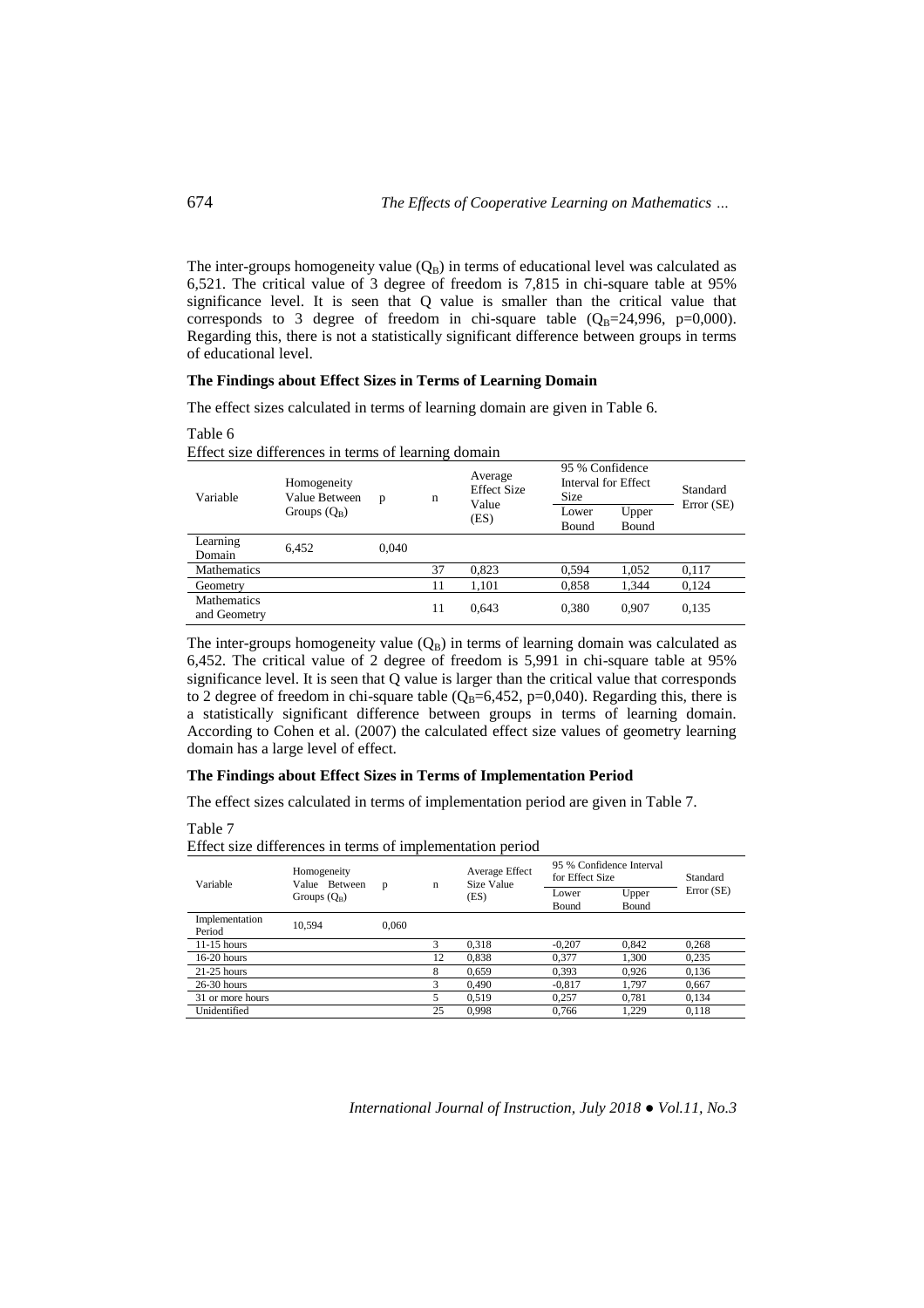The inter-groups homogeneity value ($Q_B$) in terms of educational level was calculated as 6,521. The critical value of 3 degree of freedom is 7,815 in chi-square table at 95% significance level. It is seen that Q value is smaller than the critical value that corresponds to 3 degree of freedom in chi-square table ($Q_B$=24,996, p=0,000). Regarding this, there is not a statistically significant difference between groups in terms of educational level.

**The Findings about Effect Sizes in Terms of Learning Domain**

The effect sizes calculated in terms of learning domain are given in Table 6.

Table 6
Effect size differences in terms of learning domain

| Variable | Homogeneity Value Between Groups ($Q_B$) | p | n | Average Effect Size Value (ES) | 95 % Confidence Interval for Effect Size | | Standard Error (SE) |
|---|---|---|---|---|---|---|---|
| | | | | | Lower Bound | Upper Bound | |
| Learning Domain | 6,452 | 0,040 | | | | | |
| Mathematics | | | 37 | 0,823 | 0,594 | 1,052 | 0,117 |
| Geometry | | | 11 | 1,101 | 0,858 | 1,344 | 0,124 |
| Mathematics and Geometry | | | 11 | 0,643 | 0,380 | 0,907 | 0,135 |

The inter-groups homogeneity value ($Q_B$) in terms of learning domain was calculated as 6,452. The critical value of 2 degree of freedom is 5,991 in chi-square table at 95% significance level. It is seen that Q value is larger than the critical value that corresponds to 2 degree of freedom in chi-square table ($Q_B$=6,452, p=0,040). Regarding this, there is a statistically significant difference between groups in terms of learning domain. According to Cohen et al. (2007) the calculated effect size values of geometry learning domain has a large level of effect.

**The Findings about Effect Sizes in Terms of Implementation Period**

The effect sizes calculated in terms of implementation period are given in Table 7.

Table 7
Effect size differences in terms of implementation period

| Variable | Homogeneity Value Between Groups ($Q_B$) | p | n | Average Effect Size Value (ES) | 95 % Confidence Interval for Effect Size | | Standard Error (SE) |
|---|---|---|---|---|---|---|---|
| | | | | | Lower Bound | Upper Bound | |
| Implementation Period | 10,594 | 0,060 | | | | | |
| 11-15 hours | | | 3 | 0,318 | -0,207 | 0,842 | 0,268 |
| 16-20 hours | | | 12 | 0,838 | 0,377 | 1,300 | 0,235 |
| 21-25 hours | | | 8 | 0,659 | 0,393 | 0,926 | 0,136 |
| 26-30 hours | | | 3 | 0,490 | -0,817 | 1,797 | 0,667 |
| 31 or more hours | | | 5 | 0,519 | 0,257 | 0,781 | 0,134 |
| Unidentified | | | 25 | 0,998 | 0,766 | 1,229 | 0,118 |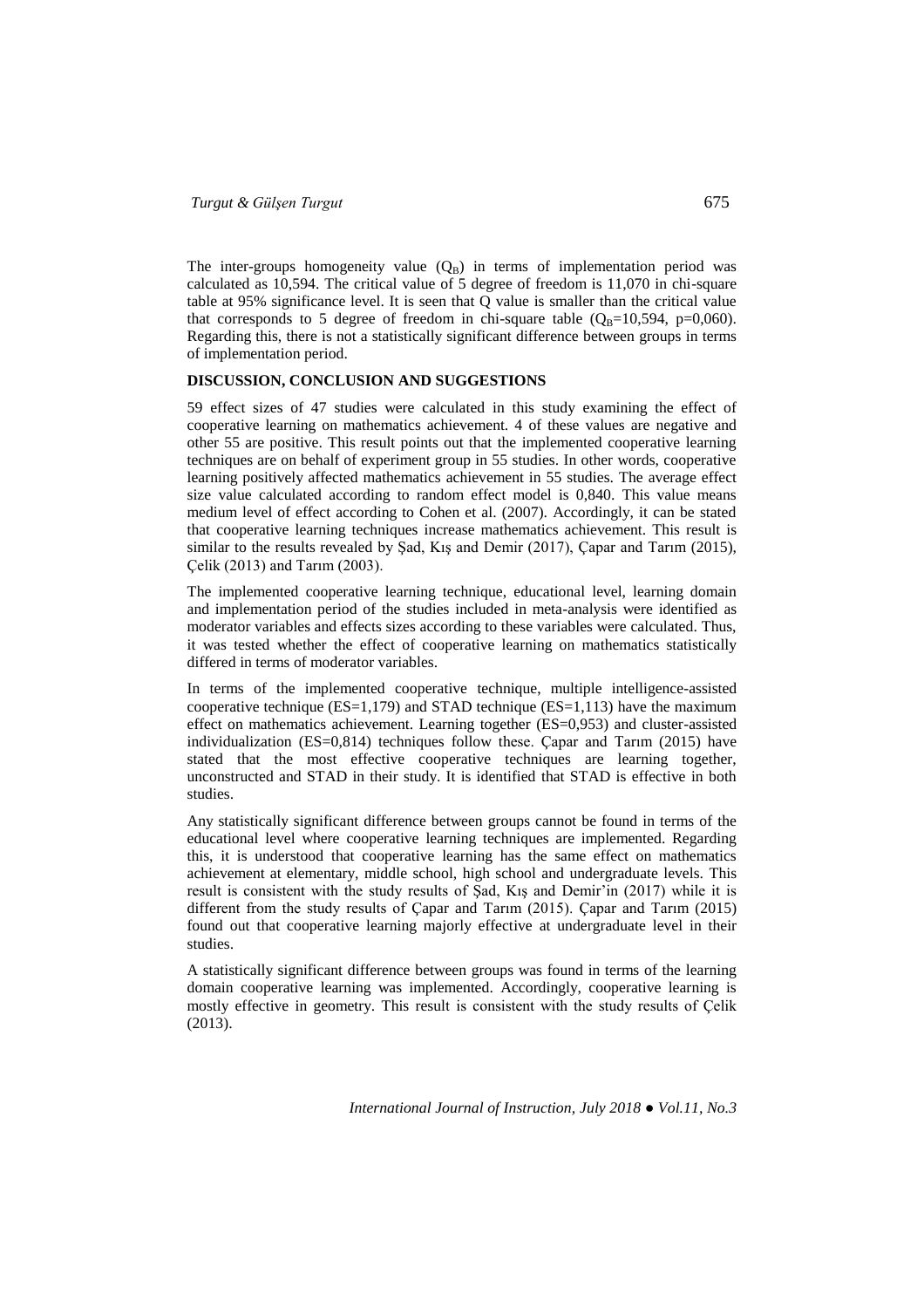The inter-groups homogeneity value ($Q_B$) in terms of implementation period was calculated as 10,594. The critical value of 5 degree of freedom is 11,070 in chi-square table at 95% significance level. It is seen that Q value is smaller than the critical value that corresponds to 5 degree of freedom in chi-square table ($Q_B$=10,594, p=0,060). Regarding this, there is not a statistically significant difference between groups in terms of implementation period.

## DISCUSSION, CONCLUSION AND SUGGESTIONS

59 effect sizes of 47 studies were calculated in this study examining the effect of cooperative learning on mathematics achievement. 4 of these values are negative and other 55 are positive. This result points out that the implemented cooperative learning techniques are on behalf of experiment group in 55 studies. In other words, cooperative learning positively affected mathematics achievement in 55 studies. The average effect size value calculated according to random effect model is 0,840. This value means medium level of effect according to Cohen et al. (2007). Accordingly, it can be stated that cooperative learning techniques increase mathematics achievement. This result is similar to the results revealed by Şad, Kış and Demir (2017), Çapar and Tarım (2015), Çelik (2013) and Tarım (2003).

The implemented cooperative learning technique, educational level, learning domain and implementation period of the studies included in meta-analysis were identified as moderator variables and effects sizes according to these variables were calculated. Thus, it was tested whether the effect of cooperative learning on mathematics statistically differed in terms of moderator variables.

In terms of the implemented cooperative technique, multiple intelligence-assisted cooperative technique (ES=1,179) and STAD technique (ES=1,113) have the maximum effect on mathematics achievement. Learning together (ES=0,953) and cluster-assisted individualization (ES=0,814) techniques follow these. Çapar and Tarım (2015) have stated that the most effective cooperative techniques are learning together, unconstructed and STAD in their study. It is identified that STAD is effective in both studies.

Any statistically significant difference between groups cannot be found in terms of the educational level where cooperative learning techniques are implemented. Regarding this, it is understood that cooperative learning has the same effect on mathematics achievement at elementary, middle school, high school and undergraduate levels. This result is consistent with the study results of Şad, Kış and Demir'in (2017) while it is different from the study results of Çapar and Tarım (2015). Çapar and Tarım (2015) found out that cooperative learning majorly effective at undergraduate level in their studies.

A statistically significant difference between groups was found in terms of the learning domain cooperative learning was implemented. Accordingly, cooperative learning is mostly effective in geometry. This result is consistent with the study results of Çelik (2013).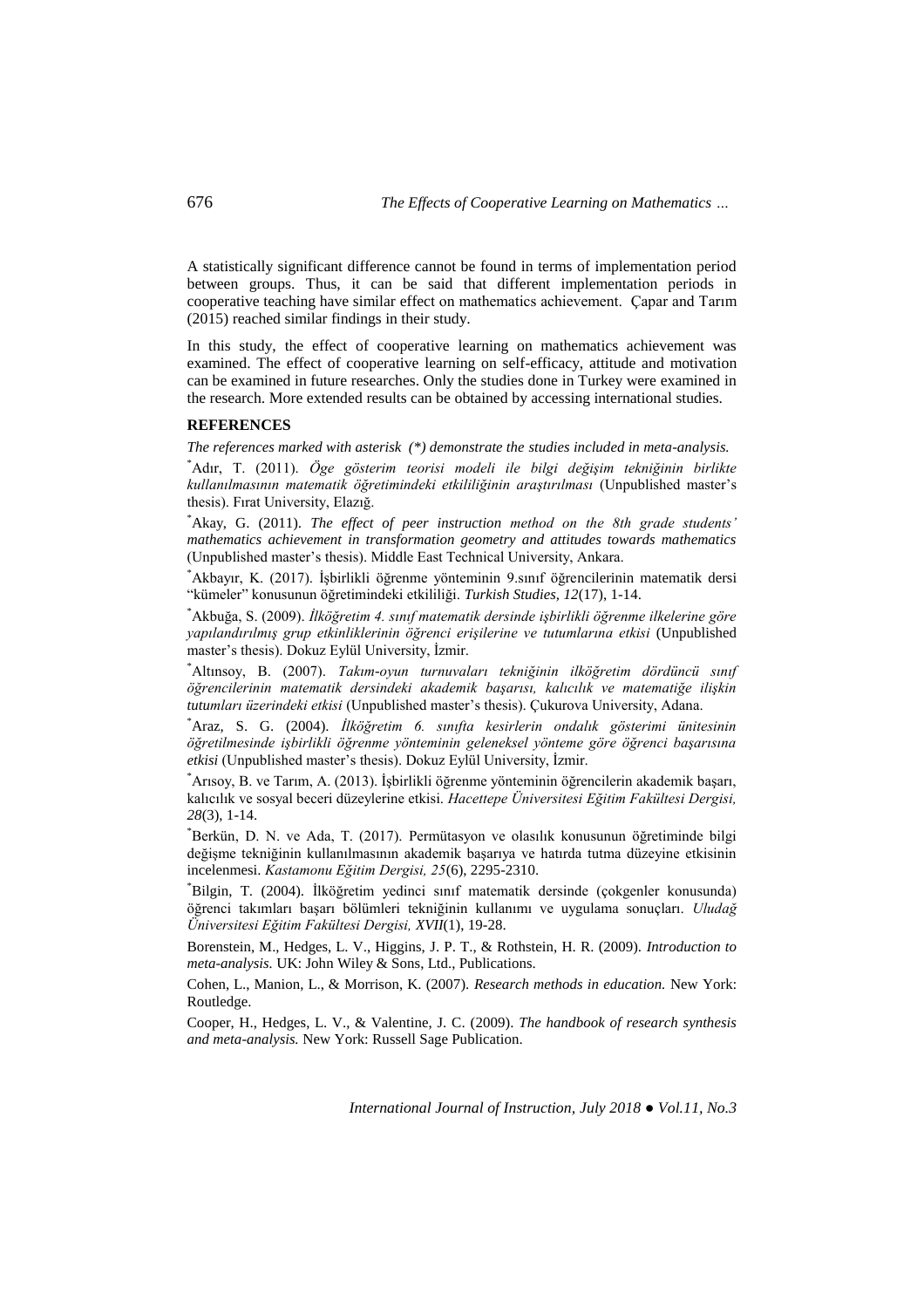A statistically significant difference cannot be found in terms of implementation period between groups. Thus, it can be said that different implementation periods in cooperative teaching have similar effect on mathematics achievement. Çapar and Tarım (2015) reached similar findings in their study.

In this study, the effect of cooperative learning on mathematics achievement was examined. The effect of cooperative learning on self-efficacy, attitude and motivation can be examined in future researches. Only the studies done in Turkey were examined in the research. More extended results can be obtained by accessing international studies.

## REFERENCES

*The references marked with asterisk (*) demonstrate the studies included in meta-analysis.*

*Adır, T. (2011). *Öge gösterim teorisi modeli ile bilgi değişim tekniğinin birlikte kullanılmasının matematik öğretimindeki etkililiğinin araştırılması* (Unpublished master's thesis). Fırat University, Elazığ.

*Akay, G. (2011). *The effect of peer instruction method on the 8th grade students' mathematics achievement in transformation geometry and attitudes towards mathematics* (Unpublished master's thesis). Middle East Technical University, Ankara.

*Akbayır, K. (2017). İşbirlikli öğrenme yönteminin 9.sınıf öğrencilerinin matematik dersi "kümeler" konusunun öğretimindeki etkililiği. *Turkish Studies, 12*(17), 1-14.

*Akbuğa, S. (2009). *İlköğretim 4. sınıf matematik dersinde işbirlikli öğrenme ilkelerine göre yapılandırılmış grup etkinliklerinin öğrenci erişilerine ve tutumlarına etkisi* (Unpublished master's thesis). Dokuz Eylül University, İzmir.

*Altınsoy, B. (2007). *Takım-oyun turnuvaları tekniğinin ilköğretim dördüncü sınıf öğrencilerinin matematik dersindeki akademik başarısı, kalıcılık ve matematiğe ilişkin tutumları üzerindeki etkisi* (Unpublished master's thesis). Çukurova University, Adana.

*Araz, S. G. (2004). *İlköğretim 6. sınıfta kesirlerin ondalık gösterimi ünitesinin öğretilmesinde işbirlikli öğrenme yönteminin geleneksel yönteme göre öğrenci başarısına etkisi* (Unpublished master's thesis). Dokuz Eylül University, İzmir.

*Arısoy, B. ve Tarım, A. (2013). İşbirlikli öğrenme yönteminin öğrencilerin akademik başarı, kalıcılık ve sosyal beceri düzeylerine etkisi. *Hacettepe Üniversitesi Eğitim Fakültesi Dergisi, 28*(3), 1-14.

*Berkün, D. N. ve Ada, T. (2017). Permütasyon ve olasılık konusunun öğretiminde bilgi değişme tekniğinin kullanılmasının akademik başarıya ve hatırda tutma düzeyine etkisinin incelenmesi. *Kastamonu Eğitim Dergisi, 25*(6), 2295-2310.

*Bilgin, T. (2004). İlköğretim yedinci sınıf matematik dersinde (çokgenler konusunda) öğrenci takımları başarı bölümleri tekniğinin kullanımı ve uygulama sonuçları. *Uludağ Üniversitesi Eğitim Fakültesi Dergisi, XVII*(1), 19-28.

Borenstein, M., Hedges, L. V., Higgins, J. P. T., & Rothstein, H. R. (2009). *Introduction to meta-analysis.* UK: John Wiley & Sons, Ltd., Publications.

Cohen, L., Manion, L., & Morrison, K. (2007). *Research methods in education.* New York: Routledge.

Cooper, H., Hedges, L. V., & Valentine, J. C. (2009). *The handbook of research synthesis and meta-analysis.* New York: Russell Sage Publication.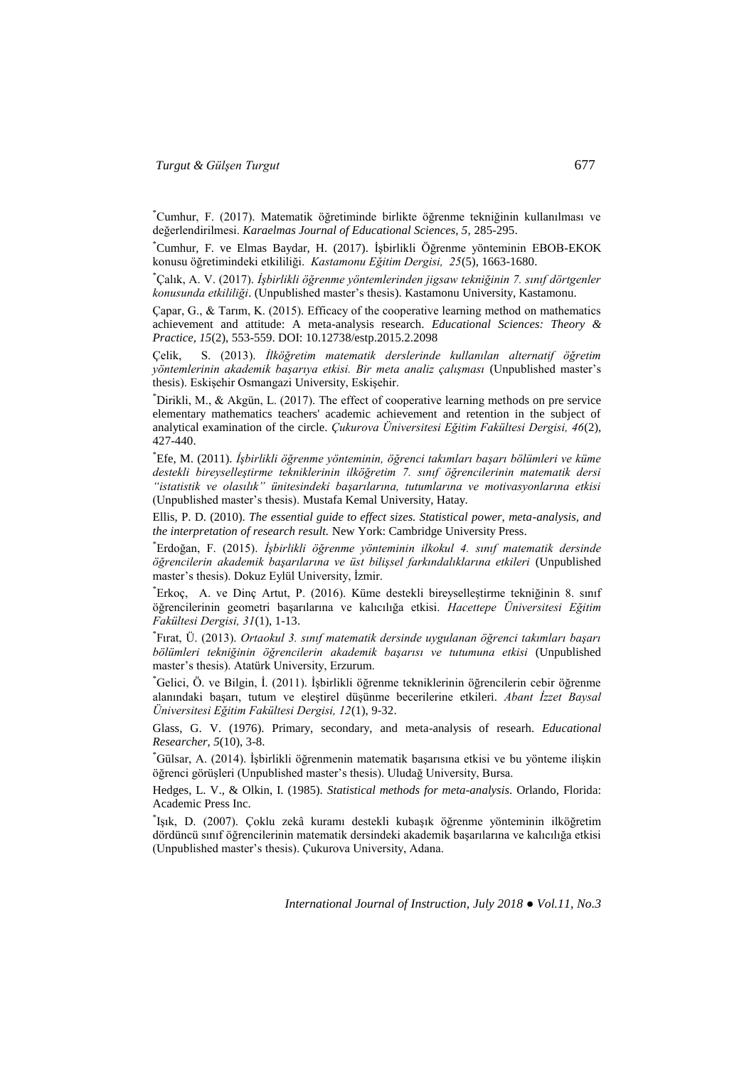*Cumhur, F. (2017). Matematik öğretiminde birlikte öğrenme tekniğinin kullanılması ve değerlendirilmesi. *Karaelmas Journal of Educational Sciences, 5,* 285-295.

*Cumhur, F. ve Elmas Baydar, H. (2017). İşbirlikli Öğrenme yönteminin EBOB-EKOK konusu öğretimindeki etkililiği. *Kastamonu Eğitim Dergisi, 25*(5), 1663-1680.

*Çalık, A. V. (2017). *İşbirlikli öğrenme yöntemlerinden jigsaw tekniğinin 7. sınıf dörtgenler konusunda etkililiği*. (Unpublished master's thesis). Kastamonu University, Kastamonu.

Çapar, G., & Tarım, K. (2015). Efficacy of the cooperative learning method on mathematics achievement and attitude: A meta-analysis research. *Educational Sciences: Theory & Practice, 15*(2), 553-559. DOI: 10.12738/estp.2015.2.2098

Çelik, S. (2013). *İlköğretim matematik derslerinde kullanılan alternatif öğretim yöntemlerinin akademik başarıya etkisi. Bir meta analiz çalışması* (Unpublished master's thesis). Eskişehir Osmangazi University, Eskişehir.

*Dirikli, M., & Akgün, L. (2017). The effect of cooperative learning methods on pre service elementary mathematics teachers' academic achievement and retention in the subject of analytical examination of the circle. *Çukurova Üniversitesi Eğitim Fakültesi Dergisi, 46*(2), 427-440.

*Efe, M. (2011). *İşbirlikli öğrenme yönteminin, öğrenci takımları başarı bölümleri ve küme destekli bireyselleştirme tekniklerinin ilköğretim 7. sınıf öğrencilerinin matematik dersi "istatistik ve olasılık" ünitesindeki başarılarına, tutumlarına ve motivasyonlarına etkisi* (Unpublished master's thesis). Mustafa Kemal University, Hatay.

Ellis, P. D. (2010). *The essential guide to effect sizes. Statistical power, meta-analysis, and the interpretation of research result.* New York: Cambridge University Press.

*Erdoğan, F. (2015). *İşbirlikli öğrenme yönteminin ilkokul 4. sınıf matematik dersinde öğrencilerin akademik başarılarına ve üst bilişsel farkındalıklarına etkileri* (Unpublished master's thesis). Dokuz Eylül University, İzmir.

*Erkoç, A. ve Dinç Artut, P. (2016). Küme destekli bireyselleştirme tekniğinin 8. sınıf öğrencilerinin geometri başarılarına ve kalıcılığa etkisi. *Hacettepe Üniversitesi Eğitim Fakültesi Dergisi, 31*(1), 1-13.

*Fırat, Ü. (2013). *Ortaokul 3. sınıf matematik dersinde uygulanan öğrenci takımları başarı bölümleri tekniğinin öğrencilerin akademik başarısı ve tutumuna etkisi* (Unpublished master's thesis). Atatürk University, Erzurum.

*Gelici, Ö. ve Bilgin, İ. (2011). İşbirlikli öğrenme tekniklerinin öğrencilerin cebir öğrenme alanındaki başarı, tutum ve eleştirel düşünme becerilerine etkileri. *Abant İzzet Baysal Üniversitesi Eğitim Fakültesi Dergisi, 12*(1), 9-32.

Glass, G. V. (1976). Primary, secondary, and meta-analysis of researh. *Educational Researcher, 5*(10), 3-8.

*Gülsar, A. (2014). İşbirlikli öğrenmenin matematik başarısına etkisi ve bu yönteme ilişkin öğrenci görüşleri (Unpublished master's thesis). Uludağ University, Bursa.

Hedges, L. V., & Olkin, I. (1985). *Statistical methods for meta-analysis*. Orlando, Florida: Academic Press Inc.

*Işık, D. (2007). Çoklu zekâ kuramı destekli kubaşık öğrenme yönteminin ilköğretim dördüncü sınıf öğrencilerinin matematik dersindeki akademik başarılarına ve kalıcılığa etkisi (Unpublished master's thesis). Çukurova University, Adana.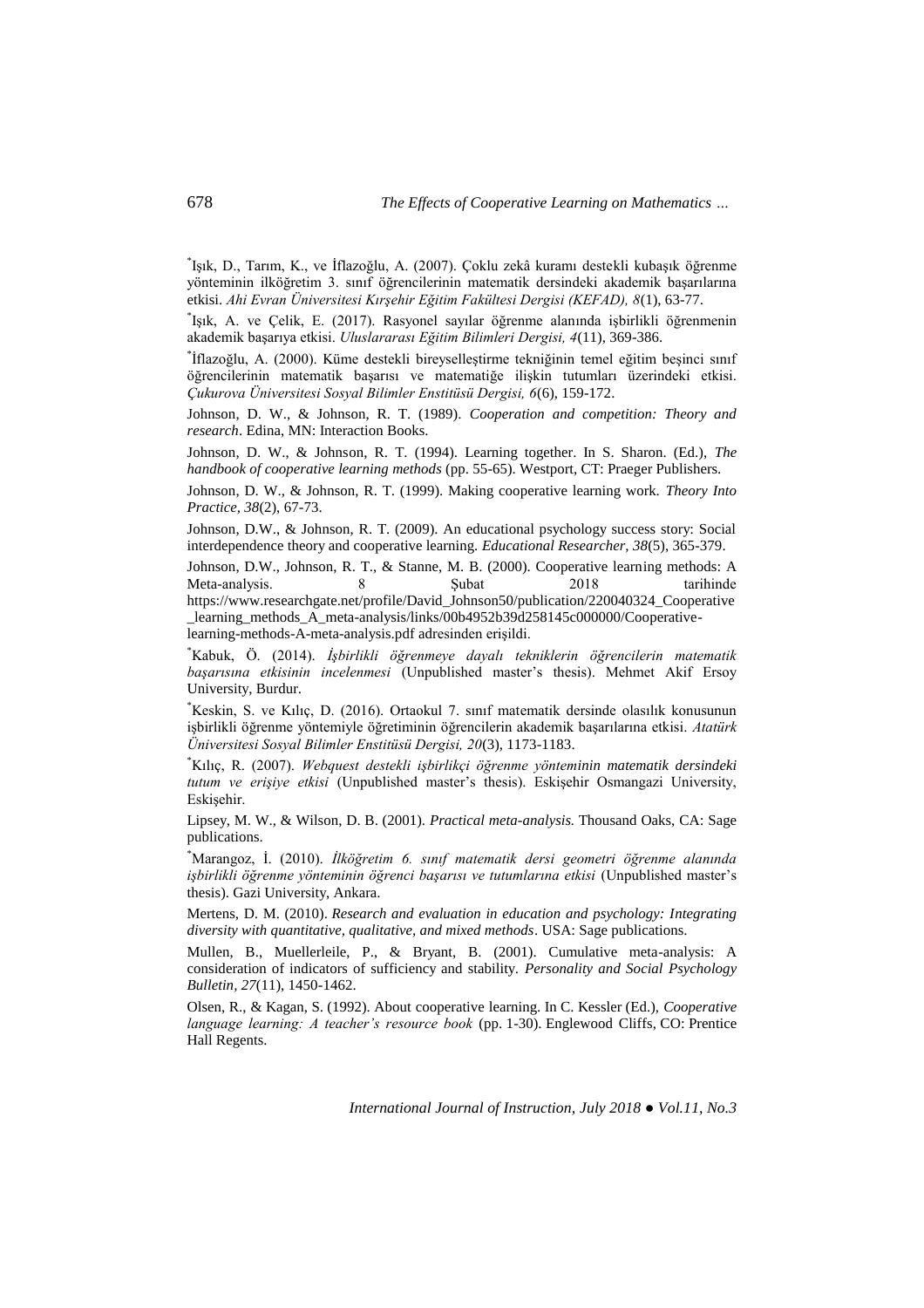*Işık, D., Tarım, K., ve İflazoğlu, A. (2007). Çoklu zekâ kuramı destekli kubaşık öğrenme yönteminin ilköğretim 3. sınıf öğrencilerinin matematik dersindeki akademik başarılarına etkisi. *Ahi Evran Üniversitesi Kırşehir Eğitim Fakültesi Dergisi (KEFAD), 8*(1), 63-77.

*Işık, A. ve Çelik, E. (2017). Rasyonel sayılar öğrenme alanında işbirlikli öğrenmenin akademik başarıya etkisi. *Uluslararası Eğitim Bilimleri Dergisi, 4*(11), 369-386.

*İflazoğlu, A. (2000). Küme destekli bireyselleştirme tekniğinin temel eğitim beşinci sınıf öğrencilerinin matematik başarısı ve matematiğe ilişkin tutumları üzerindeki etkisi. *Çukurova Üniversitesi Sosyal Bilimler Enstitüsü Dergisi, 6*(6), 159-172.

Johnson, D. W., & Johnson, R. T. (1989). *Cooperation and competition: Theory and research*. Edina, MN: Interaction Books.

Johnson, D. W., & Johnson, R. T. (1994). Learning together. In S. Sharon. (Ed.), *The handbook of cooperative learning methods* (pp. 55-65). Westport, CT: Praeger Publishers.

Johnson, D. W., & Johnson, R. T. (1999). Making cooperative learning work. *Theory Into Practice, 38*(2), 67-73.

Johnson, D.W., & Johnson, R. T. (2009). An educational psychology success story: Social interdependence theory and cooperative learning. *Educational Researcher, 38*(5), 365-379.

Johnson, D.W., Johnson, R. T., & Stanne, M. B. (2000). Cooperative learning methods: A Meta-analysis. 8 Şubat 2018 tarihinde https://www.researchgate.net/profile/David_Johnson50/publication/220040324_Cooperative_learning_methods_A_meta-analysis/links/00b4952b39d258145c000000/Cooperative-learning-methods-A-meta-analysis.pdf adresinden erişildi.

*Kabuk, Ö. (2014). *İşbirlikli öğrenmeye dayalı tekniklerin öğrencilerin matematik başarısına etkisinin incelenmesi* (Unpublished master's thesis). Mehmet Akif Ersoy University, Burdur.

*Keskin, S. ve Kılıç, D. (2016). Ortaokul 7. sınıf matematik dersinde olasılık konusunun işbirlikli öğrenme yöntemiyle öğretiminin öğrencilerin akademik başarılarına etkisi. *Atatürk Üniversitesi Sosyal Bilimler Enstitüsü Dergisi, 20*(3), 1173-1183.

*Kılıç, R. (2007). *Webquest destekli işbirlikçi öğrenme yönteminin matematik dersindeki tutum ve erişiye etkisi* (Unpublished master's thesis). Eskişehir Osmangazi University, Eskişehir.

Lipsey, M. W., & Wilson, D. B. (2001). *Practical meta-analysis.* Thousand Oaks, CA: Sage publications.

*Marangoz, İ. (2010). *İlköğretim 6. sınıf matematik dersi geometri öğrenme alanında işbirlikli öğrenme yönteminin öğrenci başarısı ve tutumlarına etkisi* (Unpublished master's thesis). Gazi University, Ankara.

Mertens, D. M. (2010). *Research and evaluation in education and psychology: Integrating diversity with quantitative, qualitative, and mixed methods*. USA: Sage publications.

Mullen, B., Muellerleile, P., & Bryant, B. (2001). Cumulative meta-analysis: A consideration of indicators of sufficiency and stability. *Personality and Social Psychology Bulletin, 27*(11), 1450-1462.

Olsen, R., & Kagan, S. (1992). About cooperative learning. In C. Kessler (Ed.), *Cooperative language learning: A teacher's resource book* (pp. 1-30). Englewood Cliffs, CO: Prentice Hall Regents.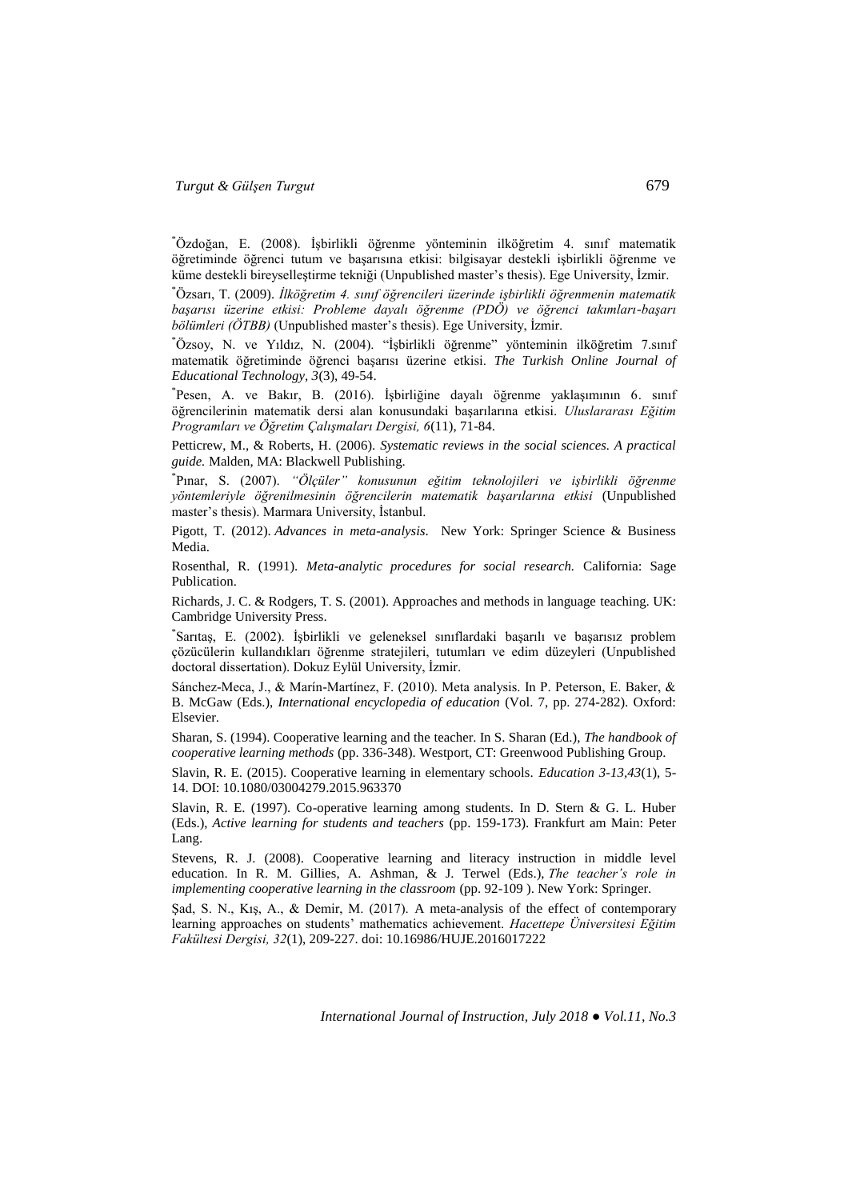*Özdoğan, E. (2008). İşbirlikli öğrenme yönteminin ilköğretim 4. sınıf matematik öğretiminde öğrenci tutum ve başarısına etkisi: bilgisayar destekli işbirlikli öğrenme ve küme destekli bireyselleştirme tekniği (Unpublished master's thesis). Ege University, İzmir.

*Özsarı, T. (2009). *İlköğretim 4. sınıf öğrencileri üzerinde işbirlikli öğrenmenin matematik başarısı üzerine etkisi: Probleme dayalı öğrenme (PDÖ) ve öğrenci takımları-başarı bölümleri (ÖTBB)* (Unpublished master's thesis). Ege University, İzmir.

*Özsoy, N. ve Yıldız, N. (2004). "İşbirlikli öğrenme" yönteminin ilköğretim 7.sınıf matematik öğretiminde öğrenci başarısı üzerine etkisi. *The Turkish Online Journal of Educational Technology, 3*(3), 49-54.

*Pesen, A. ve Bakır, B. (2016). İşbirliğine dayalı öğrenme yaklaşımının 6. sınıf öğrencilerinin matematik dersi alan konusundaki başarılarına etkisi. *Uluslararası Eğitim Programları ve Öğretim Çalışmaları Dergisi, 6*(11), 71-84.

Petticrew, M., & Roberts, H. (2006). *Systematic reviews in the social sciences. A practical guide.* Malden, MA: Blackwell Publishing.

*Pınar, S. (2007). *"Ölçüler" konusunun eğitim teknolojileri ve işbirlikli öğrenme yöntemleriyle öğrenilmesinin öğrencilerin matematik başarılarına etkisi* (Unpublished master's thesis). Marmara University, İstanbul.

Pigott, T. (2012). *Advances in meta-analysis*. New York: Springer Science & Business Media.

Rosenthal, R. (1991). *Meta-analytic procedures for social research.* California: Sage Publication.

Richards, J. C. & Rodgers, T. S. (2001). Approaches and methods in language teaching. UK: Cambridge University Press.

*Sarıtaş, E. (2002). İşbirlikli ve geleneksel sınıflardaki başarılı ve başarısız problem çözücülerin kullandıkları öğrenme stratejileri, tutumları ve edim düzeyleri (Unpublished doctoral dissertation). Dokuz Eylül University, İzmir.

Sánchez-Meca, J., & Marín-Martínez, F. (2010). Meta analysis. In P. Peterson, E. Baker, & B. McGaw (Eds.), *International encyclopedia of education* (Vol. 7, pp. 274-282). Oxford: Elsevier.

Sharan, S. (1994). Cooperative learning and the teacher. In S. Sharan (Ed.), *The handbook of cooperative learning methods* (pp. 336-348). Westport, CT: Greenwood Publishing Group.

Slavin, R. E. (2015). Cooperative learning in elementary schools. *Education 3-13,43*(1), 5-14. DOI: 10.1080/03004279.2015.963370

Slavin, R. E. (1997). Co-operative learning among students. In D. Stern & G. L. Huber (Eds.), *Active learning for students and teachers* (pp. 159-173). Frankfurt am Main: Peter Lang.

Stevens, R. J. (2008). Cooperative learning and literacy instruction in middle level education. In R. M. Gillies, A. Ashman, & J. Terwel (Eds.), *The teacher's role in implementing cooperative learning in the classroom* (pp. 92-109 ). New York: Springer.

Şad, S. N., Kış, A., & Demir, M. (2017). A meta-analysis of the effect of contemporary learning approaches on students' mathematics achievement. *Hacettepe Üniversitesi Eğitim Fakültesi Dergisi, 32*(1), 209-227. doi: 10.16986/HUJE.2016017222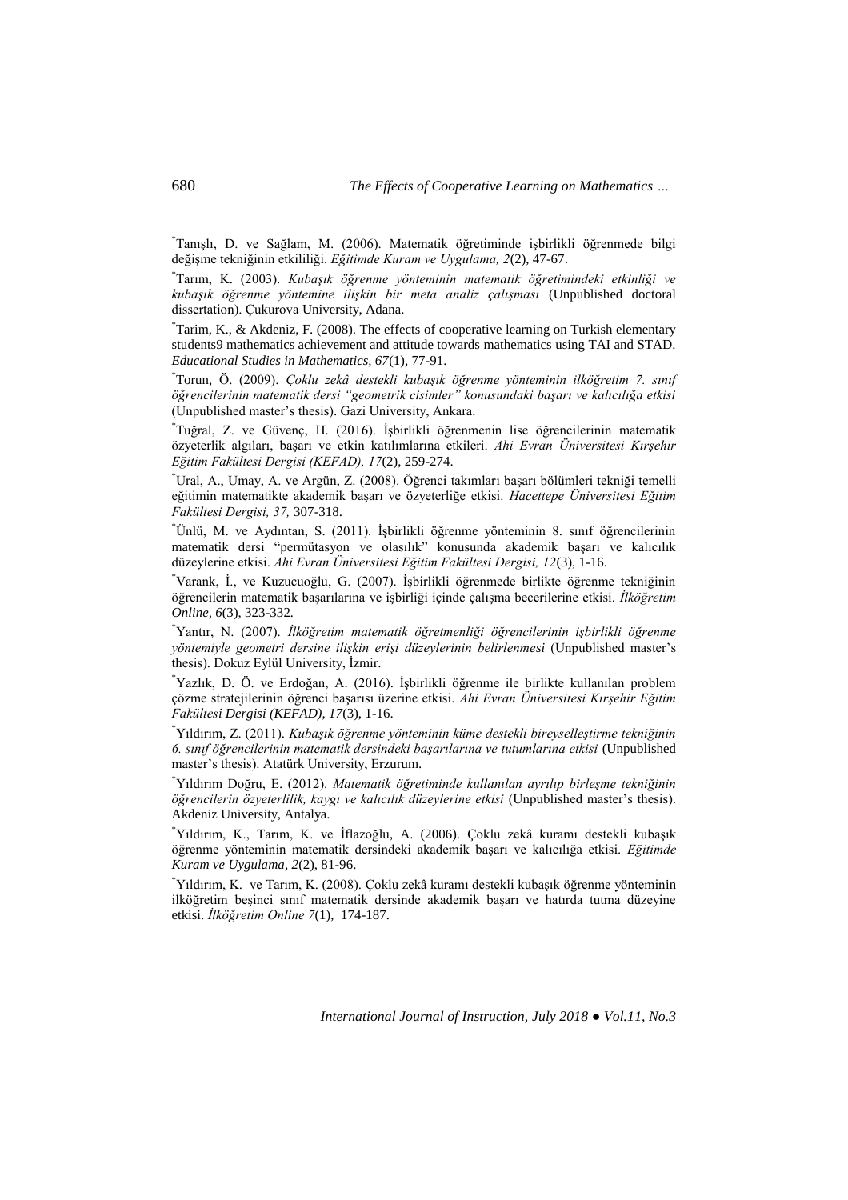*Tanışlı, D. ve Sağlam, M. (2006). Matematik öğretiminde işbirlikli öğrenmede bilgi değişme tekniğinin etkililiği. *Eğitimde Kuram ve Uygulama, 2*(2), 47-67.

*Tarım, K. (2003). *Kubaşık öğrenme yönteminin matematik öğretimindeki etkinliği ve kubaşık öğrenme yöntemine ilişkin bir meta analiz çalışması* (Unpublished doctoral dissertation). Çukurova University, Adana.

*Tarim, K., & Akdeniz, F. (2008). The effects of cooperative learning on Turkish elementary students9 mathematics achievement and attitude towards mathematics using TAI and STAD. *Educational Studies in Mathematics, 67*(1), 77-91.

*Torun, Ö. (2009). *Çoklu zekâ destekli kubaşık öğrenme yönteminin ilköğretim 7. sınıf öğrencilerinin matematik dersi "geometrik cisimler" konusundaki başarı ve kalıcılığa etkisi* (Unpublished master's thesis). Gazi University, Ankara.

*Tuğral, Z. ve Güvenç, H. (2016). İşbirlikli öğrenmenin lise öğrencilerinin matematik özyeterlik algıları, başarı ve etkin katılımlarına etkileri. *Ahi Evran Üniversitesi Kırşehir Eğitim Fakültesi Dergisi (KEFAD), 17*(2), 259-274.

*Ural, A., Umay, A. ve Argün, Z. (2008). Öğrenci takımları başarı bölümleri tekniği temelli eğitimin matematikte akademik başarı ve özyeterliğe etkisi. *Hacettepe Üniversitesi Eğitim Fakültesi Dergisi, 37,* 307-318.

*Ünlü, M. ve Aydıntan, S. (2011). İşbirlikli öğrenme yönteminin 8. sınıf öğrencilerinin matematik dersi "permütasyon ve olasılık" konusunda akademik başarı ve kalıcılık düzeylerine etkisi. *Ahi Evran Üniversitesi Eğitim Fakültesi Dergisi, 12*(3), 1-16.

*Varank, İ., ve Kuzucuoğlu, G. (2007). İşbirlikli öğrenmede birlikte öğrenme tekniğinin öğrencilerin matematik başarılarına ve işbirliği içinde çalışma becerilerine etkisi. *İlköğretim Online, 6*(3), 323-332.

*Yantır, N. (2007). *İlköğretim matematik öğretmenliği öğrencilerinin işbirlikli öğrenme yöntemiyle geometri dersine ilişkin erişi düzeylerinin belirlenmesi* (Unpublished master's thesis). Dokuz Eylül University, İzmir.

*Yazlık, D. Ö. ve Erdoğan, A. (2016). İşbirlikli öğrenme ile birlikte kullanılan problem çözme stratejilerinin öğrenci başarısı üzerine etkisi. *Ahi Evran Üniversitesi Kırşehir Eğitim Fakültesi Dergisi (KEFAD), 17*(3), 1-16.

*Yıldırım, Z. (2011). *Kubaşık öğrenme yönteminin küme destekli bireyselleştirme tekniğinin 6. sınıf öğrencilerinin matematik dersindeki başarılarına ve tutumlarına etkisi* (Unpublished master's thesis). Atatürk University, Erzurum.

*Yıldırım Doğru, E. (2012). *Matematik öğretiminde kullanılan ayrılıp birleşme tekniğinin öğrencilerin özyeterlilik, kaygı ve kalıcılık düzeylerine etkisi* (Unpublished master's thesis). Akdeniz University, Antalya.

*Yıldırım, K., Tarım, K. ve İflazoğlu, A. (2006). Çoklu zekâ kuramı destekli kubaşık öğrenme yönteminin matematik dersindeki akademik başarı ve kalıcılığa etkisi. *Eğitimde Kuram ve Uygulama, 2*(2), 81-96.

*Yıldırım, K. ve Tarım, K. (2008). Çoklu zekâ kuramı destekli kubaşık öğrenme yönteminin ilköğretim beşinci sınıf matematik dersinde akademik başarı ve hatırda tutma düzeyine etkisi. *İlköğretim Online 7*(1), 174-187.